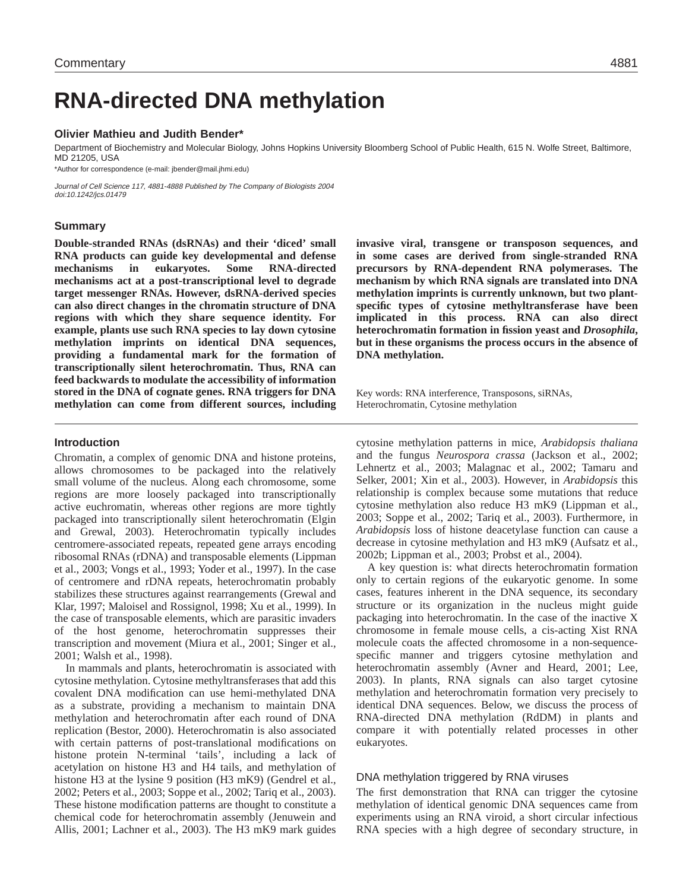# RNA-directed DNA methylation

**Olivier Mathieu and Judith Bender***

Department of Biochemistry and Molecular Biology, Johns Hopkins University Bloomberg School of Public Health, 615 N. Wolfe Street, Baltimore, MD 21205, USA

*Author for correspondence (e-mail: jbender@mail.jhmi.edu)

*Journal of Cell Science 117, 4881-4888 Published by The Company of Biologists 2004*
*doi:10.1242/jcs.01479*

## Summary

**Double-stranded RNAs (dsRNAs) and their 'diced' small RNA products can guide key developmental and defense mechanisms in eukaryotes. Some RNA-directed mechanisms act at a post-transcriptional level to degrade target messenger RNAs. However, dsRNA-derived species can also direct changes in the chromatin structure of DNA regions with which they share sequence identity. For example, plants use such RNA species to lay down cytosine methylation imprints on identical DNA sequences, providing a fundamental mark for the formation of transcriptionally silent heterochromatin. Thus, RNA can feed backwards to modulate the accessibility of information stored in the DNA of cognate genes. RNA triggers for DNA methylation can come from different sources, including invasive viral, transgene or transposon sequences, and in some cases are derived from single-stranded RNA precursors by RNA-dependent RNA polymerases. The mechanism by which RNA signals are translated into DNA methylation imprints is currently unknown, but two plant-specific types of cytosine methyltransferase have been implicated in this process. RNA can also direct heterochromatin formation in fission yeast and *Drosophila*, but in these organisms the process occurs in the absence of DNA methylation.**

Key words: RNA interference, Transposons, siRNAs, Heterochromatin, Cytosine methylation

## Introduction

Chromatin, a complex of genomic DNA and histone proteins, allows chromosomes to be packaged into the relatively small volume of the nucleus. Along each chromosome, some regions are more loosely packaged into transcriptionally active euchromatin, whereas other regions are more tightly packaged into transcriptionally silent heterochromatin (Elgin and Grewal, 2003). Heterochromatin typically includes centromere-associated repeats, repeated gene arrays encoding ribosomal RNAs (rDNA) and transposable elements (Lippman et al., 2003; Vongs et al., 1993; Yoder et al., 1997). In the case of centromere and rDNA repeats, heterochromatin probably stabilizes these structures against rearrangements (Grewal and Klar, 1997; Maloisel and Rossignol, 1998; Xu et al., 1999). In the case of transposable elements, which are parasitic invaders of the host genome, heterochromatin suppresses their transcription and movement (Miura et al., 2001; Singer et al., 2001; Walsh et al., 1998).

In mammals and plants, heterochromatin is associated with cytosine methylation. Cytosine methyltransferases that add this covalent DNA modification can use hemi-methylated DNA as a substrate, providing a mechanism to maintain DNA methylation and heterochromatin after each round of DNA replication (Bestor, 2000). Heterochromatin is also associated with certain patterns of post-translational modifications on histone protein N-terminal 'tails', including a lack of acetylation on histone H3 and H4 tails, and methylation of histone H3 at the lysine 9 position (H3 mK9) (Gendrel et al., 2002; Peters et al., 2003; Soppe et al., 2002; Tariq et al., 2003). These histone modification patterns are thought to constitute a chemical code for heterochromatin assembly (Jenuwein and Allis, 2001; Lachner et al., 2003). The H3 mK9 mark guides cytosine methylation patterns in mice, *Arabidopsis thaliana* and the fungus *Neurospora crassa* (Jackson et al., 2002; Lehnertz et al., 2003; Malagnac et al., 2002; Tamaru and Selker, 2001; Xin et al., 2003). However, in *Arabidopsis* this relationship is complex because some mutations that reduce cytosine methylation also reduce H3 mK9 (Lippman et al., 2003; Soppe et al., 2002; Tariq et al., 2003). Furthermore, in *Arabidopsis* loss of histone deacetylase function can cause a decrease in cytosine methylation and H3 mK9 (Aufsatz et al., 2002b; Lippman et al., 2003; Probst et al., 2004).

A key question is: what directs heterochromatin formation only to certain regions of the eukaryotic genome. In some cases, features inherent in the DNA sequence, its secondary structure or its organization in the nucleus might guide packaging into heterochromatin. In the case of the inactive X chromosome in female mouse cells, a cis-acting Xist RNA molecule coats the affected chromosome in a non-sequence-specific manner and triggers cytosine methylation and heterochromatin assembly (Avner and Heard, 2001; Lee, 2003). In plants, RNA signals can also target cytosine methylation and heterochromatin formation very precisely to identical DNA sequences. Below, we discuss the process of RNA-directed DNA methylation (RdDM) in plants and compare it with potentially related processes in other eukaryotes.

### DNA methylation triggered by RNA viruses

The first demonstration that RNA can trigger the cytosine methylation of identical genomic DNA sequences came from experiments using an RNA viroid, a short circular infectious RNA species with a high degree of secondary structure, in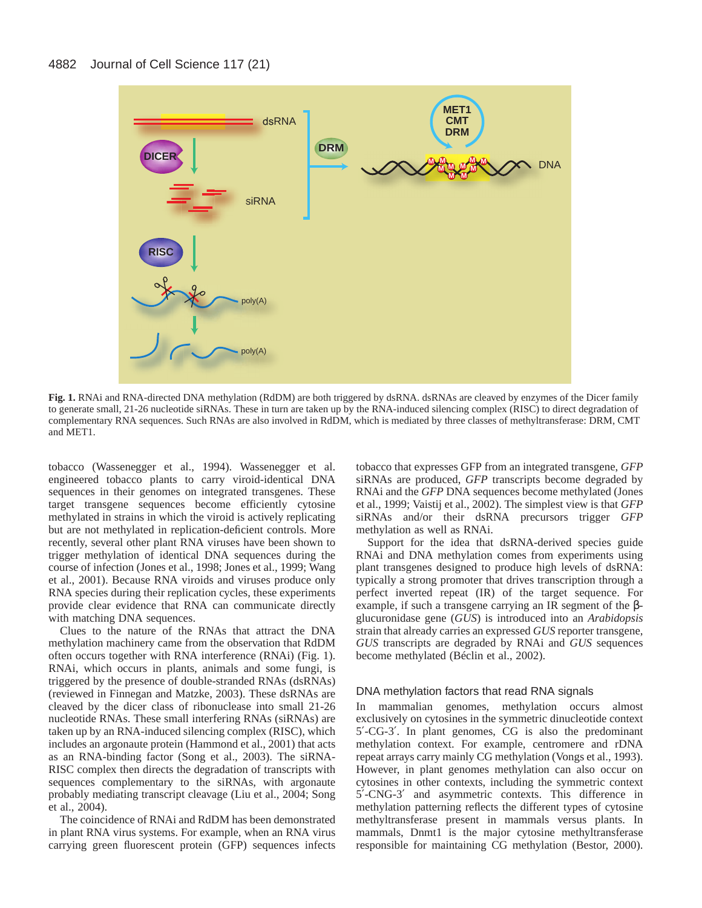**Fig. 1.** RNAi and RNA-directed DNA methylation (RdDM) are both triggered by dsRNA. dsRNAs are cleaved by enzymes of the Dicer family to generate small, 21-26 nucleotide siRNAs. These in turn are taken up by the RNA-induced silencing complex (RISC) to direct degradation of complementary RNA sequences. Such RNAs are also involved in RdDM, which is mediated by three classes of methyltransferase: DRM, CMT and MET1.

tobacco (Wassenegger et al., 1994). Wassenegger et al. engineered tobacco plants to carry viroid-identical DNA sequences in their genomes on integrated transgenes. These target transgene sequences become efficiently cytosine methylated in strains in which the viroid is actively replicating but are not methylated in replication-deficient controls. More recently, several other plant RNA viruses have been shown to trigger methylation of identical DNA sequences during the course of infection (Jones et al., 1998; Jones et al., 1999; Wang et al., 2001). Because RNA viroids and viruses produce only RNA species during their replication cycles, these experiments provide clear evidence that RNA can communicate directly with matching DNA sequences.

Clues to the nature of the RNAs that attract the DNA methylation machinery came from the observation that RdDM often occurs together with RNA interference (RNAi) (Fig. 1). RNAi, which occurs in plants, animals and some fungi, is triggered by the presence of double-stranded RNAs (dsRNAs) (reviewed in Finnegan and Matzke, 2003). These dsRNAs are cleaved by the dicer class of ribonuclease into small 21-26 nucleotide RNAs. These small interfering RNAs (siRNAs) are taken up by an RNA-induced silencing complex (RISC), which includes an argonaute protein (Hammond et al., 2001) that acts as an RNA-binding factor (Song et al., 2003). The siRNA-RISC complex then directs the degradation of transcripts with sequences complementary to the siRNAs, with argonaute probably mediating transcript cleavage (Liu et al., 2004; Song et al., 2004).

The coincidence of RNAi and RdDM has been demonstrated in plant RNA virus systems. For example, when an RNA virus carrying green fluorescent protein (GFP) sequences infects tobacco that expresses GFP from an integrated transgene, *GFP* siRNAs are produced, *GFP* transcripts become degraded by RNAi and the *GFP* DNA sequences become methylated (Jones et al., 1999; Vaistij et al., 2002). The simplest view is that *GFP* siRNAs and/or their dsRNA precursors trigger *GFP* methylation as well as RNAi.

Support for the idea that dsRNA-derived species guide RNAi and DNA methylation comes from experiments using plant transgenes designed to produce high levels of dsRNA: typically a strong promoter that drives transcription through a perfect inverted repeat (IR) of the target sequence. For example, if such a transgene carrying an IR segment of the β-glucuronidase gene (*GUS*) is introduced into an *Arabidopsis* strain that already carries an expressed *GUS* reporter transgene, *GUS* transcripts are degraded by RNAi and *GUS* sequences become methylated (Béclin et al., 2002).

## DNA methylation factors that read RNA signals

In mammalian genomes, methylation occurs almost exclusively on cytosines in the symmetric dinucleotide context 5′-CG-3′. In plant genomes, CG is also the predominant methylation context. For example, centromere and rDNA repeat arrays carry mainly CG methylation (Vongs et al., 1993). However, in plant genomes methylation can also occur on cytosines in other contexts, including the symmetric context 5′-CNG-3′ and asymmetric contexts. This difference in methylation patterning reflects the different types of cytosine methyltransferase present in mammals versus plants. In mammals, Dnmt1 is the major cytosine methyltransferase responsible for maintaining CG methylation (Bestor, 2000).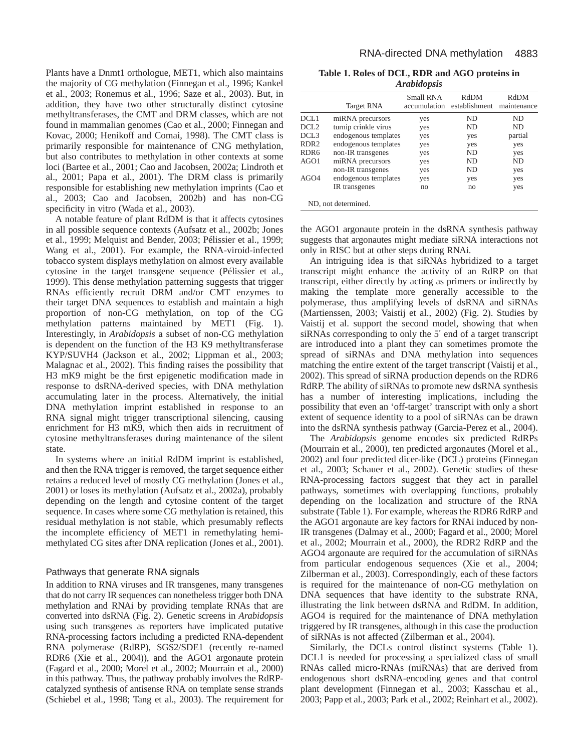Plants have a Dnmt1 orthologue, MET1, which also maintains the majority of CG methylation (Finnegan et al., 1996; Kankel et al., 2003; Ronemus et al., 1996; Saze et al., 2003). But, in addition, they have two other structurally distinct cytosine methyltransferases, the CMT and DRM classes, which are not found in mammalian genomes (Cao et al., 2000; Finnegan and Kovac, 2000; Henikoff and Comai, 1998). The CMT class is primarily responsible for maintenance of CNG methylation, but also contributes to methylation in other contexts at some loci (Bartee et al., 2001; Cao and Jacobsen, 2002a; Lindroth et al., 2001; Papa et al., 2001). The DRM class is primarily responsible for establishing new methylation imprints (Cao et al., 2003; Cao and Jacobsen, 2002b) and has non-CG specificity in vitro (Wada et al., 2003).

A notable feature of plant RdDM is that it affects cytosines in all possible sequence contexts (Aufsatz et al., 2002b; Jones et al., 1999; Melquist and Bender, 2003; Pélissier et al., 1999; Wang et al., 2001). For example, the RNA-viroid-infected tobacco system displays methylation on almost every available cytosine in the target transgene sequence (Pélissier et al., 1999). This dense methylation patterning suggests that trigger RNAs efficiently recruit DRM and/or CMT enzymes to their target DNA sequences to establish and maintain a high proportion of non-CG methylation, on top of the CG methylation patterns maintained by MET1 (Fig. 1). Interestingly, in *Arabidopsis* a subset of non-CG methylation is dependent on the function of the H3 K9 methyltransferase KYP/SUVH4 (Jackson et al., 2002; Lippman et al., 2003; Malagnac et al., 2002). This finding raises the possibility that H3 mK9 might be the first epigenetic modification made in response to dsRNA-derived species, with DNA methylation accumulating later in the process. Alternatively, the initial DNA methylation imprint established in response to an RNA signal might trigger transcriptional silencing, causing enrichment for H3 mK9, which then aids in recruitment of cytosine methyltransferases during maintenance of the silent state.

In systems where an initial RdDM imprint is established, and then the RNA trigger is removed, the target sequence either retains a reduced level of mostly CG methylation (Jones et al., 2001) or loses its methylation (Aufsatz et al., 2002a), probably depending on the length and cytosine content of the target sequence. In cases where some CG methylation is retained, this residual methylation is not stable, which presumably reflects the incomplete efficiency of MET1 in remethylating hemimethylated CG sites after DNA replication (Jones et al., 2001).

## Pathways that generate RNA signals

In addition to RNA viruses and IR transgenes, many transgenes that do not carry IR sequences can nonetheless trigger both DNA methylation and RNAi by providing template RNAs that are converted into dsRNA (Fig. 2). Genetic screens in *Arabidopsis* using such transgenes as reporters have implicated putative RNA-processing factors including a predicted RNA-dependent RNA polymerase (RdRP), SGS2/SDE1 (recently re-named RDR6 (Xie et al., 2004)), and the AGO1 argonaute protein (Fagard et al., 2000; Morel et al., 2002; Mourrain et al., 2000) in this pathway. Thus, the pathway probably involves the RdRP-catalyzed synthesis of antisense RNA on template sense strands (Schiebel et al., 1998; Tang et al., 2003). The requirement for the AGO1 argonaute protein in the dsRNA synthesis pathway suggests that argonautes might mediate siRNA interactions not only in RISC but at other steps during RNAi.

**Table 1. Roles of DCL, RDR and AGO proteins in *Arabidopsis***

| | Target RNA | Small RNA accumulation | RdDM establishment | RdDM maintenance |
|---|---|---|---|---|
| DCL1 | miRNA precursors | yes | ND | ND |
| DCL2 | turnip crinkle virus | yes | ND | ND |
| DCL3 | endogenous templates | yes | yes | partial |
| RDR2 | endogenous templates | yes | yes | yes |
| RDR6 | non-IR transgenes | yes | ND | yes |
| AGO1 | miRNA precursors | yes | ND | ND |
| | non-IR transgenes | yes | ND | yes |
| AGO4 | endogenous templates | yes | yes | yes |
| | IR transgenes | no | no | yes |

ND, not determined.

An intriguing idea is that siRNAs hybridized to a target transcript might enhance the activity of an RdRP on that transcript, either directly by acting as primers or indirectly by making the template more generally accessible to the polymerase, thus amplifying levels of dsRNA and siRNAs (Martienssen, 2003; Vaistij et al., 2002) (Fig. 2). Studies by Vaistij et al. support the second model, showing that when siRNAs corresponding to only the 5′ end of a target transcript are introduced into a plant they can sometimes promote the spread of siRNAs and DNA methylation into sequences matching the entire extent of the target transcript (Vaistij et al., 2002). This spread of siRNA production depends on the RDR6 RdRP. The ability of siRNAs to promote new dsRNA synthesis has a number of interesting implications, including the possibility that even an ‘off-target’ transcript with only a short extent of sequence identity to a pool of siRNAs can be drawn into the dsRNA synthesis pathway (Garcia-Perez et al., 2004).

The *Arabidopsis* genome encodes six predicted RdRPs (Mourrain et al., 2000), ten predicted argonautes (Morel et al., 2002) and four predicted dicer-like (DCL) proteins (Finnegan et al., 2003; Schauer et al., 2002). Genetic studies of these RNA-processing factors suggest that they act in parallel pathways, sometimes with overlapping functions, probably depending on the localization and structure of the RNA substrate (Table 1). For example, whereas the RDR6 RdRP and the AGO1 argonaute are key factors for RNAi induced by non-IR transgenes (Dalmay et al., 2000; Fagard et al., 2000; Morel et al., 2002; Mourrain et al., 2000), the RDR2 RdRP and the AGO4 argonaute are required for the accumulation of siRNAs from particular endogenous sequences (Xie et al., 2004; Zilberman et al., 2003). Correspondingly, each of these factors is required for the maintenance of non-CG methylation on DNA sequences that have identity to the substrate RNA, illustrating the link between dsRNA and RdDM. In addition, AGO4 is required for the maintenance of DNA methylation triggered by IR transgenes, although in this case the production of siRNAs is not affected (Zilberman et al., 2004).

Similarly, the DCLs control distinct systems (Table 1). DCL1 is needed for processing a specialized class of small RNAs called micro-RNAs (miRNAs) that are derived from endogenous short dsRNA-encoding genes and that control plant development (Finnegan et al., 2003; Kasschau et al., 2003; Papp et al., 2003; Park et al., 2002; Reinhart et al., 2002).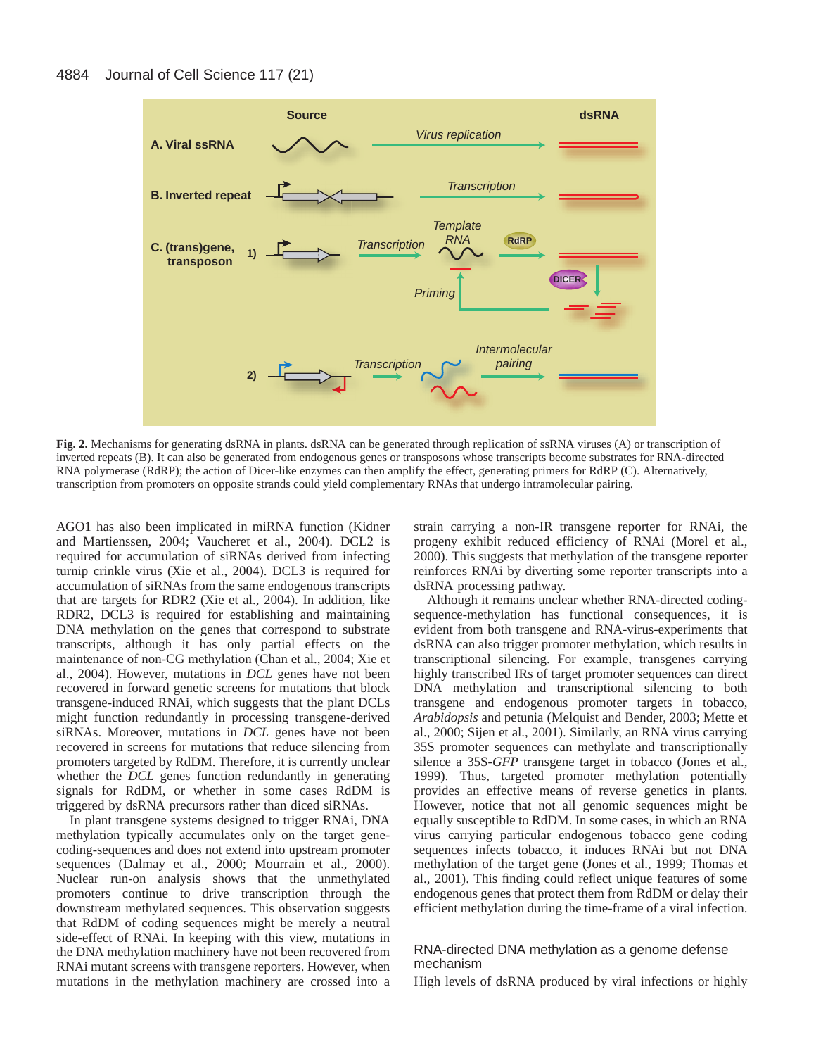**Fig. 2.** Mechanisms for generating dsRNA in plants. dsRNA can be generated through replication of ssRNA viruses (A) or transcription of inverted repeats (B). It can also be generated from endogenous genes or transposons whose transcripts become substrates for RNA-directed RNA polymerase (RdRP); the action of Dicer-like enzymes can then amplify the effect, generating primers for RdRP (C). Alternatively, transcription from promoters on opposite strands could yield complementary RNAs that undergo intramolecular pairing.

AGO1 has also been implicated in miRNA function (Kidner and Martienssen, 2004; Vaucheret et al., 2004). DCL2 is required for accumulation of siRNAs derived from infecting turnip crinkle virus (Xie et al., 2004). DCL3 is required for accumulation of siRNAs from the same endogenous transcripts that are targets for RDR2 (Xie et al., 2004). In addition, like RDR2, DCL3 is required for establishing and maintaining DNA methylation on the genes that correspond to substrate transcripts, although it has only partial effects on the maintenance of non-CG methylation (Chan et al., 2004; Xie et al., 2004). However, mutations in *DCL* genes have not been recovered in forward genetic screens for mutations that block transgene-induced RNAi, which suggests that the plant DCLs might function redundantly in processing transgene-derived siRNAs. Moreover, mutations in *DCL* genes have not been recovered in screens for mutations that reduce silencing from promoters targeted by RdDM. Therefore, it is currently unclear whether the *DCL* genes function redundantly in generating signals for RdDM, or whether in some cases RdDM is triggered by dsRNA precursors rather than diced siRNAs.

In plant transgene systems designed to trigger RNAi, DNA methylation typically accumulates only on the target gene-coding-sequences and does not extend into upstream promoter sequences (Dalmay et al., 2000; Mourrain et al., 2000). Nuclear run-on analysis shows that the unmethylated promoters continue to drive transcription through the downstream methylated sequences. This observation suggests that RdDM of coding sequences might be merely a neutral side-effect of RNAi. In keeping with this view, mutations in the DNA methylation machinery have not been recovered from RNAi mutant screens with transgene reporters. However, when mutations in the methylation machinery are crossed into a strain carrying a non-IR transgene reporter for RNAi, the progeny exhibit reduced efficiency of RNAi (Morel et al., 2000). This suggests that methylation of the transgene reporter reinforces RNAi by diverting some reporter transcripts into a dsRNA processing pathway.

Although it remains unclear whether RNA-directed coding-sequence-methylation has functional consequences, it is evident from both transgene and RNA-virus-experiments that dsRNA can also trigger promoter methylation, which results in transcriptional silencing. For example, transgenes carrying highly transcribed IRs of target promoter sequences can direct DNA methylation and transcriptional silencing to both transgene and endogenous promoter targets in tobacco, *Arabidopsis* and petunia (Melquist and Bender, 2003; Mette et al., 2000; Sijen et al., 2001). Similarly, an RNA virus carrying 35S promoter sequences can methylate and transcriptionally silence a 35S-*GFP* transgene target in tobacco (Jones et al., 1999). Thus, targeted promoter methylation potentially provides an effective means of reverse genetics in plants. However, notice that not all genomic sequences might be equally susceptible to RdDM. In some cases, in which an RNA virus carrying particular endogenous tobacco gene coding sequences infects tobacco, it induces RNAi but not DNA methylation of the target gene (Jones et al., 1999; Thomas et al., 2001). This finding could reflect unique features of some endogenous genes that protect them from RdDM or delay their efficient methylation during the time-frame of a viral infection.

## RNA-directed DNA methylation as a genome defense mechanism

High levels of dsRNA produced by viral infections or highly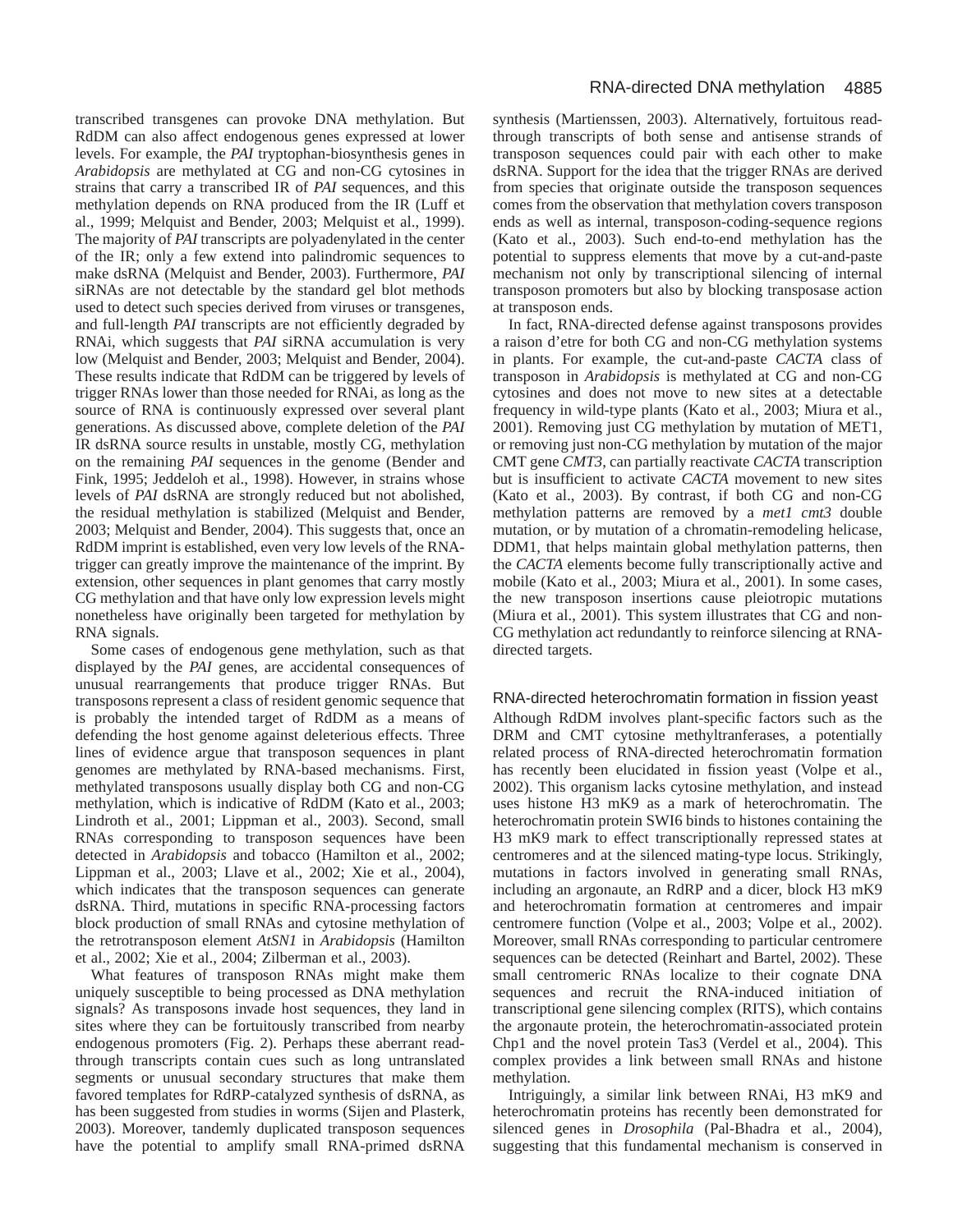transcribed transgenes can provoke DNA methylation. But RdDM can also affect endogenous genes expressed at lower levels. For example, the *PAI* tryptophan-biosynthesis genes in *Arabidopsis* are methylated at CG and non-CG cytosines in strains that carry a transcribed IR of *PAI* sequences, and this methylation depends on RNA produced from the IR (Luff et al., 1999; Melquist and Bender, 2003; Melquist et al., 1999). The majority of *PAI* transcripts are polyadenylated in the center of the IR; only a few extend into palindromic sequences to make dsRNA (Melquist and Bender, 2003). Furthermore, *PAI* siRNAs are not detectable by the standard gel blot methods used to detect such species derived from viruses or transgenes, and full-length *PAI* transcripts are not efficiently degraded by RNAi, which suggests that *PAI* siRNA accumulation is very low (Melquist and Bender, 2003; Melquist and Bender, 2004). These results indicate that RdDM can be triggered by levels of trigger RNAs lower than those needed for RNAi, as long as the source of RNA is continuously expressed over several plant generations. As discussed above, complete deletion of the *PAI* IR dsRNA source results in unstable, mostly CG, methylation on the remaining *PAI* sequences in the genome (Bender and Fink, 1995; Jeddeloh et al., 1998). However, in strains whose levels of *PAI* dsRNA are strongly reduced but not abolished, the residual methylation is stabilized (Melquist and Bender, 2003; Melquist and Bender, 2004). This suggests that, once an RdDM imprint is established, even very low levels of the RNA-trigger can greatly improve the maintenance of the imprint. By extension, other sequences in plant genomes that carry mostly CG methylation and that have only low expression levels might nonetheless have originally been targeted for methylation by RNA signals.

Some cases of endogenous gene methylation, such as that displayed by the *PAI* genes, are accidental consequences of unusual rearrangements that produce trigger RNAs. But transposons represent a class of resident genomic sequence that is probably the intended target of RdDM as a means of defending the host genome against deleterious effects. Three lines of evidence argue that transposon sequences in plant genomes are methylated by RNA-based mechanisms. First, methylated transposons usually display both CG and non-CG methylation, which is indicative of RdDM (Kato et al., 2003; Lindroth et al., 2001; Lippman et al., 2003). Second, small RNAs corresponding to transposon sequences have been detected in *Arabidopsis* and tobacco (Hamilton et al., 2002; Lippman et al., 2003; Llave et al., 2002; Xie et al., 2004), which indicates that the transposon sequences can generate dsRNA. Third, mutations in specific RNA-processing factors block production of small RNAs and cytosine methylation of the retrotransposon element *AtSN1* in *Arabidopsis* (Hamilton et al., 2002; Xie et al., 2004; Zilberman et al., 2003).

What features of transposon RNAs might make them uniquely susceptible to being processed as DNA methylation signals? As transposons invade host sequences, they land in sites where they can be fortuitously transcribed from nearby endogenous promoters (Fig. 2). Perhaps these aberrant read-through transcripts contain cues such as long untranslated segments or unusual secondary structures that make them favored templates for RdRP-catalyzed synthesis of dsRNA, as has been suggested from studies in worms (Sijen and Plasterk, 2003). Moreover, tandemly duplicated transposon sequences have the potential to amplify small RNA-primed dsRNA synthesis (Martienssen, 2003). Alternatively, fortuitous read-through transcripts of both sense and antisense strands of transposon sequences could pair with each other to make dsRNA. Support for the idea that the trigger RNAs are derived from species that originate outside the transposon sequences comes from the observation that methylation covers transposon ends as well as internal, transposon-coding-sequence regions (Kato et al., 2003). Such end-to-end methylation has the potential to suppress elements that move by a cut-and-paste mechanism not only by transcriptional silencing of internal transposon promoters but also by blocking transposase action at transposon ends.

In fact, RNA-directed defense against transposons provides a raison d'etre for both CG and non-CG methylation systems in plants. For example, the cut-and-paste *CACTA* class of transposon in *Arabidopsis* is methylated at CG and non-CG cytosines and does not move to new sites at a detectable frequency in wild-type plants (Kato et al., 2003; Miura et al., 2001). Removing just CG methylation by mutation of MET1, or removing just non-CG methylation by mutation of the major CMT gene *CMT3*, can partially reactivate *CACTA* transcription but is insufficient to activate *CACTA* movement to new sites (Kato et al., 2003). By contrast, if both CG and non-CG methylation patterns are removed by a *met1 cmt3* double mutation, or by mutation of a chromatin-remodeling helicase, DDM1, that helps maintain global methylation patterns, then the *CACTA* elements become fully transcriptionally active and mobile (Kato et al., 2003; Miura et al., 2001). In some cases, the new transposon insertions cause pleiotropic mutations (Miura et al., 2001). This system illustrates that CG and non-CG methylation act redundantly to reinforce silencing at RNA-directed targets.

### RNA-directed heterochromatin formation in fission yeast

Although RdDM involves plant-specific factors such as the DRM and CMT cytosine methyltranferases, a potentially related process of RNA-directed heterochromatin formation has recently been elucidated in fission yeast (Volpe et al., 2002). This organism lacks cytosine methylation, and instead uses histone H3 mK9 as a mark of heterochromatin. The heterochromatin protein SWI6 binds to histones containing the H3 mK9 mark to effect transcriptionally repressed states at centromeres and at the silenced mating-type locus. Strikingly, mutations in factors involved in generating small RNAs, including an argonaute, an RdRP and a dicer, block H3 mK9 and heterochromatin formation at centromeres and impair centromere function (Volpe et al., 2003; Volpe et al., 2002). Moreover, small RNAs corresponding to particular centromere sequences can be detected (Reinhart and Bartel, 2002). These small centromeric RNAs localize to their cognate DNA sequences and recruit the RNA-induced initiation of transcriptional gene silencing complex (RITS), which contains the argonaute protein, the heterochromatin-associated protein Chp1 and the novel protein Tas3 (Verdel et al., 2004). This complex provides a link between small RNAs and histone methylation.

Intriguingly, a similar link between RNAi, H3 mK9 and heterochromatin proteins has recently been demonstrated for silenced genes in *Drosophila* (Pal-Bhadra et al., 2004), suggesting that this fundamental mechanism is conserved in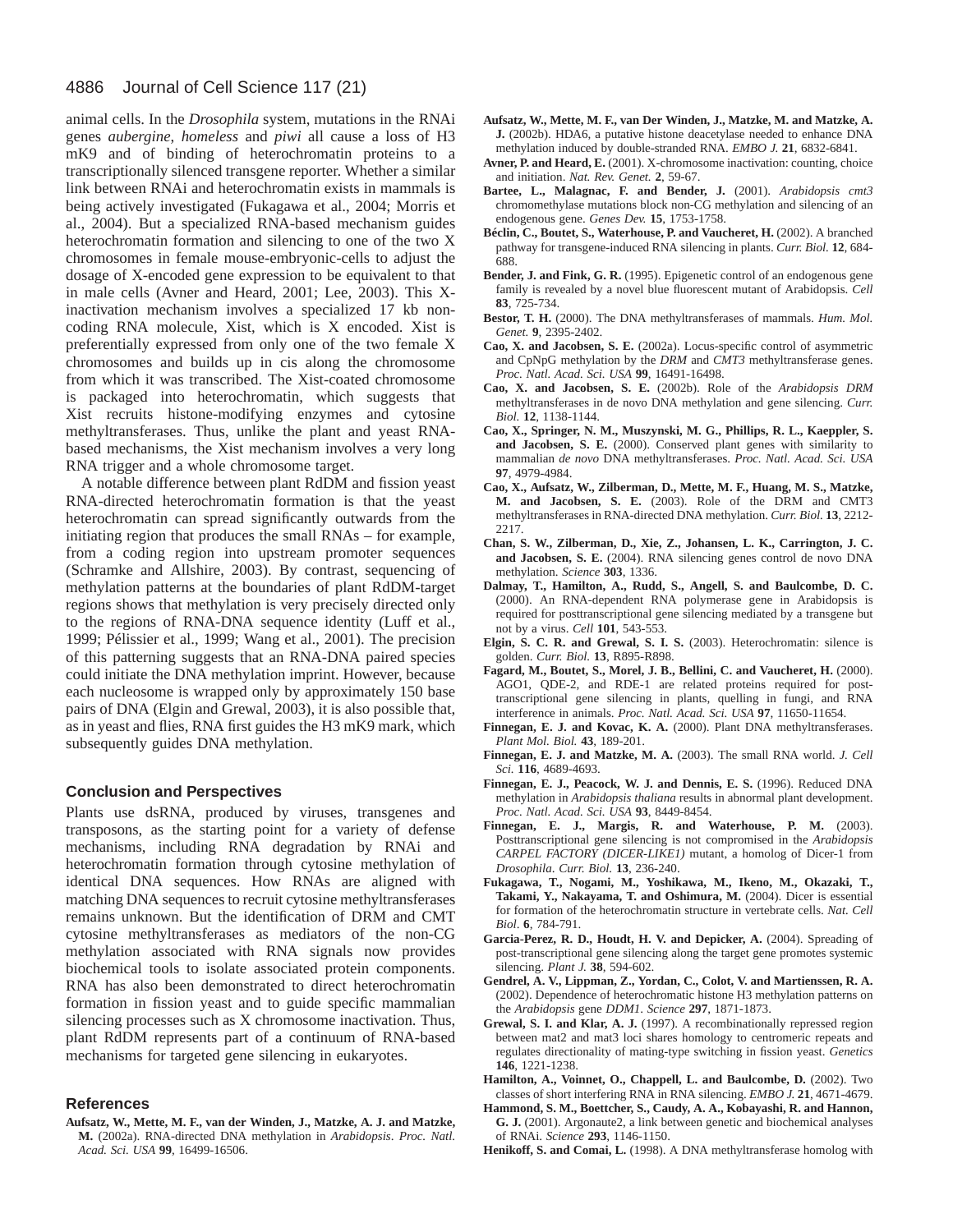animal cells. In the *Drosophila* system, mutations in the RNAi genes *aubergine*, *homeless* and *piwi* all cause a loss of H3 mK9 and of binding of heterochromatin proteins to a transcriptionally silenced transgene reporter. Whether a similar link between RNAi and heterochromatin exists in mammals is being actively investigated (Fukagawa et al., 2004; Morris et al., 2004). But a specialized RNA-based mechanism guides heterochromatin formation and silencing to one of the two X chromosomes in female mouse-embryonic-cells to adjust the dosage of X-encoded gene expression to be equivalent to that in male cells (Avner and Heard, 2001; Lee, 2003). This X-inactivation mechanism involves a specialized 17 kb non-coding RNA molecule, Xist, which is X encoded. Xist is preferentially expressed from only one of the two female X chromosomes and builds up in cis along the chromosome from which it was transcribed. The Xist-coated chromosome is packaged into heterochromatin, which suggests that Xist recruits histone-modifying enzymes and cytosine methyltransferases. Thus, unlike the plant and yeast RNA-based mechanisms, the Xist mechanism involves a very long RNA trigger and a whole chromosome target.

A notable difference between plant RdDM and fission yeast RNA-directed heterochromatin formation is that the yeast heterochromatin can spread significantly outwards from the initiating region that produces the small RNAs – for example, from a coding region into upstream promoter sequences (Schramke and Allshire, 2003). By contrast, sequencing of methylation patterns at the boundaries of plant RdDM-target regions shows that methylation is very precisely directed only to the regions of RNA-DNA sequence identity (Luff et al., 1999; Pélissier et al., 1999; Wang et al., 2001). The precision of this patterning suggests that an RNA-DNA paired species could initiate the DNA methylation imprint. However, because each nucleosome is wrapped only by approximately 150 base pairs of DNA (Elgin and Grewal, 2003), it is also possible that, as in yeast and flies, RNA first guides the H3 mK9 mark, which subsequently guides DNA methylation.

## Conclusion and Perspectives

Plants use dsRNA, produced by viruses, transgenes and transposons, as the starting point for a variety of defense mechanisms, including RNA degradation by RNAi and heterochromatin formation through cytosine methylation of identical DNA sequences. How RNAs are aligned with matching DNA sequences to recruit cytosine methyltransferases remains unknown. But the identification of DRM and CMT cytosine methyltransferases as mediators of the non-CG methylation associated with RNA signals now provides biochemical tools to isolate associated protein components. RNA has also been demonstrated to direct heterochromatin formation in fission yeast and to guide specific mammalian silencing processes such as X chromosome inactivation. Thus, plant RdDM represents part of a continuum of RNA-based mechanisms for targeted gene silencing in eukaryotes.

## References

**Aufsatz, W., Mette, M. F., van der Winden, J., Matzke, A. J. and Matzke, M.** (2002a). RNA-directed DNA methylation in *Arabidopsis*. *Proc. Natl. Acad. Sci. USA* **99**, 16499-16506.

**Aufsatz, W., Mette, M. F., van Der Winden, J., Matzke, M. and Matzke, A. J.** (2002b). HDA6, a putative histone deacetylase needed to enhance DNA methylation induced by double-stranded RNA. *EMBO J.* **21**, 6832-6841.

**Avner, P. and Heard, E.** (2001). X-chromosome inactivation: counting, choice and initiation. *Nat. Rev. Genet.* **2**, 59-67.

**Bartee, L., Malagnac, F. and Bender, J.** (2001). *Arabidopsis cmt3* chromomethylase mutations block non-CG methylation and silencing of an endogenous gene. *Genes Dev.* **15**, 1753-1758.

**Béclin, C., Boutet, S., Waterhouse, P. and Vaucheret, H.** (2002). A branched pathway for transgene-induced RNA silencing in plants. *Curr. Biol.* **12**, 684-688.

**Bender, J. and Fink, G. R.** (1995). Epigenetic control of an endogenous gene family is revealed by a novel blue fluorescent mutant of Arabidopsis. *Cell* **83**, 725-734.

**Bestor, T. H.** (2000). The DNA methyltransferases of mammals. *Hum. Mol. Genet.* **9**, 2395-2402.

**Cao, X. and Jacobsen, S. E.** (2002a). Locus-specific control of asymmetric and CpNpG methylation by the *DRM* and *CMT3* methyltransferase genes. *Proc. Natl. Acad. Sci. USA* **99**, 16491-16498.

**Cao, X. and Jacobsen, S. E.** (2002b). Role of the *Arabidopsis DRM* methyltransferases in de novo DNA methylation and gene silencing. *Curr. Biol.* **12**, 1138-1144.

**Cao, X., Springer, N. M., Muszynski, M. G., Phillips, R. L., Kaeppler, S. and Jacobsen, S. E.** (2000). Conserved plant genes with similarity to mammalian *de novo* DNA methyltransferases. *Proc. Natl. Acad. Sci. USA* **97**, 4979-4984.

**Cao, X., Aufsatz, W., Zilberman, D., Mette, M. F., Huang, M. S., Matzke, M. and Jacobsen, S. E.** (2003). Role of the DRM and CMT3 methyltransferases in RNA-directed DNA methylation. *Curr. Biol.* **13**, 2212-2217.

**Chan, S. W., Zilberman, D., Xie, Z., Johansen, L. K., Carrington, J. C. and Jacobsen, S. E.** (2004). RNA silencing genes control de novo DNA methylation. *Science* **303**, 1336.

**Dalmay, T., Hamilton, A., Rudd, S., Angell, S. and Baulcombe, D. C.** (2000). An RNA-dependent RNA polymerase gene in Arabidopsis is required for posttranscriptional gene silencing mediated by a transgene but not by a virus. *Cell* **101**, 543-553.

**Elgin, S. C. R. and Grewal, S. I. S.** (2003). Heterochromatin: silence is golden. *Curr. Biol.* **13**, R895-R898.

**Fagard, M., Boutet, S., Morel, J. B., Bellini, C. and Vaucheret, H.** (2000). AGO1, QDE-2, and RDE-1 are related proteins required for post-transcriptional gene silencing in plants, quelling in fungi, and RNA interference in animals. *Proc. Natl. Acad. Sci. USA* **97**, 11650-11654.

**Finnegan, E. J. and Kovac, K. A.** (2000). Plant DNA methyltransferases. *Plant Mol. Biol.* **43**, 189-201.

**Finnegan, E. J. and Matzke, M. A.** (2003). The small RNA world. *J. Cell Sci.* **116**, 4689-4693.

**Finnegan, E. J., Peacock, W. J. and Dennis, E. S.** (1996). Reduced DNA methylation in *Arabidopsis thaliana* results in abnormal plant development. *Proc. Natl. Acad. Sci. USA* **93**, 8449-8454.

**Finnegan, E. J., Margis, R. and Waterhouse, P. M.** (2003). Posttranscriptional gene silencing is not compromised in the *Arabidopsis CARPEL FACTORY (DICER-LIKE1)* mutant, a homolog of Dicer-1 from *Drosophila*. *Curr. Biol.* **13**, 236-240.

**Fukagawa, T., Nogami, M., Yoshikawa, M., Ikeno, M., Okazaki, T., Takami, Y., Nakayama, T. and Oshimura, M.** (2004). Dicer is essential for formation of the heterochromatin structure in vertebrate cells. *Nat. Cell Biol.* **6**, 784-791.

**Garcia-Perez, R. D., Houdt, H. V. and Depicker, A.** (2004). Spreading of post-transcriptional gene silencing along the target gene promotes systemic silencing. *Plant J.* **38**, 594-602.

**Gendrel, A. V., Lippman, Z., Yordan, C., Colot, V. and Martienssen, R. A.** (2002). Dependence of heterochromatic histone H3 methylation patterns on the *Arabidopsis* gene *DDM1*. *Science* **297**, 1871-1873.

**Grewal, S. I. and Klar, A. J.** (1997). A recombinationally repressed region between mat2 and mat3 loci shares homology to centromeric repeats and regulates directionality of mating-type switching in fission yeast. *Genetics* **146**, 1221-1238.

**Hamilton, A., Voinnet, O., Chappell, L. and Baulcombe, D.** (2002). Two classes of short interfering RNA in RNA silencing. *EMBO J.* **21**, 4671-4679.

**Hammond, S. M., Boettcher, S., Caudy, A. A., Kobayashi, R. and Hannon, G. J.** (2001). Argonaute2, a link between genetic and biochemical analyses of RNAi. *Science* **293**, 1146-1150.

**Henikoff, S. and Comai, L.** (1998). A DNA methyltransferase homolog with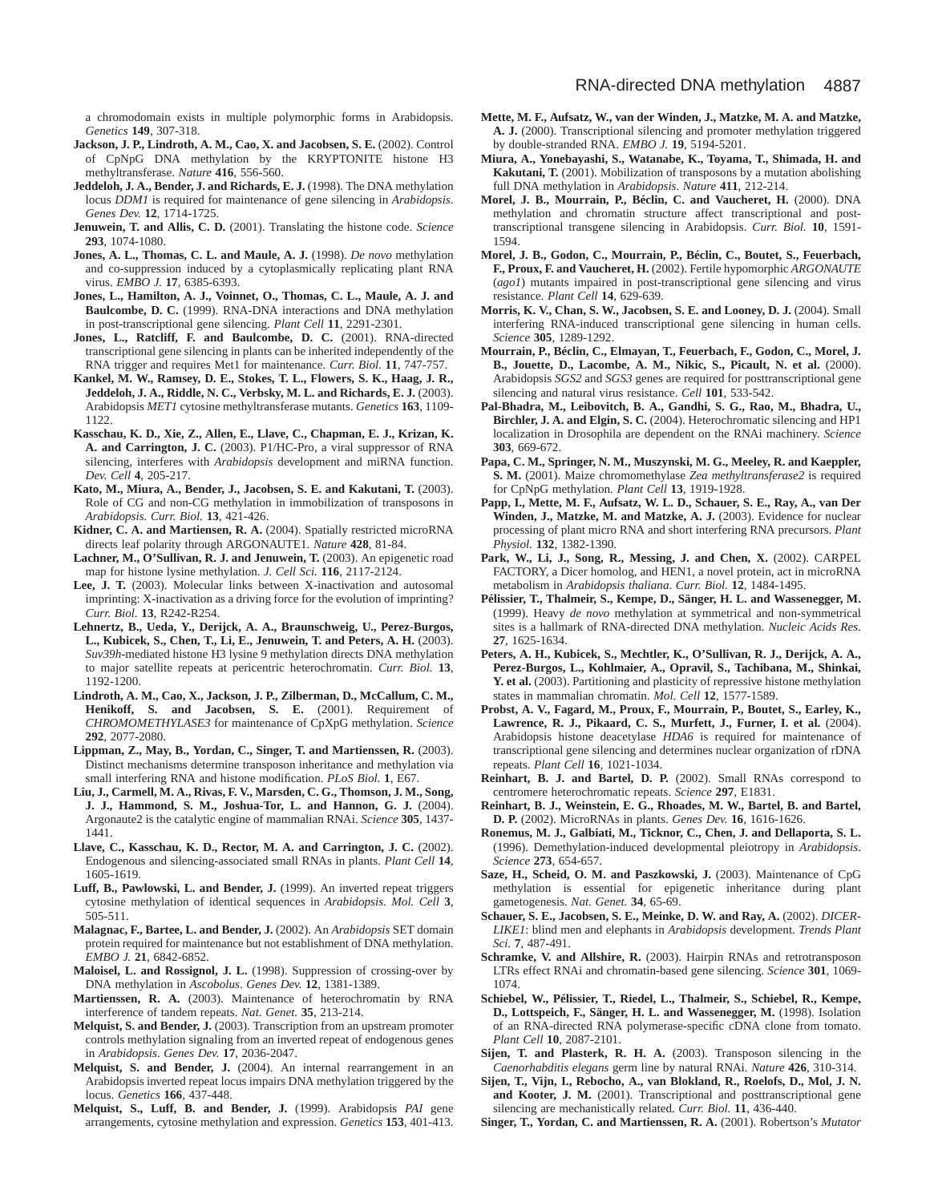a chromodomain exists in multiple polymorphic forms in Arabidopsis. *Genetics* **149**, 307-318.

**Jackson, J. P., Lindroth, A. M., Cao, X. and Jacobsen, S. E.** (2002). Control of CpNpG DNA methylation by the KRYPTONITE histone H3 methyltransferase. *Nature* **416**, 556-560.

**Jeddeloh, J. A., Bender, J. and Richards, E. J.** (1998). The DNA methylation locus *DDM1* is required for maintenance of gene silencing in *Arabidopsis*. *Genes Dev.* **12**, 1714-1725.

**Jenuwein, T. and Allis, C. D.** (2001). Translating the histone code. *Science* **293**, 1074-1080.

**Jones, A. L., Thomas, C. L. and Maule, A. J.** (1998). *De novo* methylation and co-suppression induced by a cytoplasmically replicating plant RNA virus. *EMBO J.* **17**, 6385-6393.

**Jones, L., Hamilton, A. J., Voinnet, O., Thomas, C. L., Maule, A. J. and Baulcombe, D. C.** (1999). RNA-DNA interactions and DNA methylation in post-transcriptional gene silencing. *Plant Cell* **11**, 2291-2301.

**Jones, L., Ratcliff, F. and Baulcombe, D. C.** (2001). RNA-directed transcriptional gene silencing in plants can be inherited independently of the RNA trigger and requires Met1 for maintenance. *Curr. Biol.* **11**, 747-757.

**Kankel, M. W., Ramsey, D. E., Stokes, T. L., Flowers, S. K., Haag, J. R., Jeddeloh, J. A., Riddle, N. C., Verbsky, M. L. and Richards, E. J.** (2003). Arabidopsis *MET1* cytosine methyltransferase mutants. *Genetics* **163**, 1109-1122.

**Kasschau, K. D., Xie, Z., Allen, E., Llave, C., Chapman, E. J., Krizan, K. A. and Carrington, J. C.** (2003). P1/HC-Pro, a viral suppressor of RNA silencing, interferes with *Arabidopsis* development and miRNA function. *Dev. Cell* **4**, 205-217.

**Kato, M., Miura, A., Bender, J., Jacobsen, S. E. and Kakutani, T.** (2003). Role of CG and non-CG methylation in immobilization of transposons in *Arabidopsis*. *Curr. Biol.* **13**, 421-426.

**Kidner, C. A. and Martienssen, R. A.** (2004). Spatially restricted microRNA directs leaf polarity through ARGONAUTE1. *Nature* **428**, 81-84.

**Lachner, M., O'Sullivan, R. J. and Jenuwein, T.** (2003). An epigenetic road map for histone lysine methylation. *J. Cell Sci.* **116**, 2117-2124.

**Lee, J. T.** (2003). Molecular links between X-inactivation and autosomal imprinting: X-inactivation as a driving force for the evolution of imprinting? *Curr. Biol.* **13**, R242-R254.

**Lehnertz, B., Ueda, Y., Derijck, A. A., Braunschweig, U., Perez-Burgos, L., Kubicek, S., Chen, T., Li, E., Jenuwein, T. and Peters, A. H.** (2003). *Suv39h*-mediated histone H3 lysine 9 methylation directs DNA methylation to major satellite repeats at pericentric heterochromatin. *Curr. Biol.* **13**, 1192-1200.

**Lindroth, A. M., Cao, X., Jackson, J. P., Zilberman, D., McCallum, C. M., Henikoff, S. and Jacobsen, S. E.** (2001). Requirement of *CHROMOMETHYLASE3* for maintenance of CpXpG methylation. *Science* **292**, 2077-2080.

**Lippman, Z., May, B., Yordan, C., Singer, T. and Martienssen, R.** (2003). Distinct mechanisms determine transposon inheritance and methylation via small interfering RNA and histone modification. *PLoS Biol.* **1**, E67.

**Liu, J., Carmell, M. A., Rivas, F. V., Marsden, C. G., Thomson, J. M., Song, J. J., Hammond, S. M., Joshua-Tor, L. and Hannon, G. J.** (2004). Argonaute2 is the catalytic engine of mammalian RNAi. *Science* **305**, 1437-1441.

**Llave, C., Kasschau, K. D., Rector, M. A. and Carrington, J. C.** (2002). Endogenous and silencing-associated small RNAs in plants. *Plant Cell* **14**, 1605-1619.

**Luff, B., Pawlowski, L. and Bender, J.** (1999). An inverted repeat triggers cytosine methylation of identical sequences in *Arabidopsis*. *Mol. Cell* **3**, 505-511.

**Malagnac, F., Bartee, L. and Bender, J.** (2002). An *Arabidopsis* SET domain protein required for maintenance but not establishment of DNA methylation. *EMBO J.* **21**, 6842-6852.

**Maloisel, L. and Rossignol, J. L.** (1998). Suppression of crossing-over by DNA methylation in *Ascobolus*. *Genes Dev.* **12**, 1381-1389.

**Martienssen, R. A.** (2003). Maintenance of heterochromatin by RNA interference of tandem repeats. *Nat. Genet.* **35**, 213-214.

**Melquist, S. and Bender, J.** (2003). Transcription from an upstream promoter controls methylation signaling from an inverted repeat of endogenous genes in *Arabidopsis*. *Genes Dev.* **17**, 2036-2047.

**Melquist, S. and Bender, J.** (2004). An internal rearrangement in an Arabidopsis inverted repeat locus impairs DNA methylation triggered by the locus. *Genetics* **166**, 437-448.

**Melquist, S., Luff, B. and Bender, J.** (1999). Arabidopsis *PAI* gene arrangements, cytosine methylation and expression. *Genetics* **153**, 401-413.

**Mette, M. F., Aufsatz, W., van der Winden, J., Matzke, M. A. and Matzke, A. J.** (2000). Transcriptional silencing and promoter methylation triggered by double-stranded RNA. *EMBO J.* **19**, 5194-5201.

**Miura, A., Yonebayashi, S., Watanabe, K., Toyama, T., Shimada, H. and Kakutani, T.** (2001). Mobilization of transposons by a mutation abolishing full DNA methylation in *Arabidopsis*. *Nature* **411**, 212-214.

**Morel, J. B., Mourrain, P., Béclin, C. and Vaucheret, H.** (2000). DNA methylation and chromatin structure affect transcriptional and post-transcriptional transgene silencing in Arabidopsis. *Curr. Biol.* **10**, 1591-1594.

**Morel, J. B., Godon, C., Mourrain, P., Béclin, C., Boutet, S., Feuerbach, F., Proux, F. and Vaucheret, H.** (2002). Fertile hypomorphic *ARGONAUTE* (*ago1*) mutants impaired in post-transcriptional gene silencing and virus resistance. *Plant Cell* **14**, 629-639.

**Morris, K. V., Chan, S. W., Jacobsen, S. E. and Looney, D. J.** (2004). Small interfering RNA-induced transcriptional gene silencing in human cells. *Science* **305**, 1289-1292.

**Mourrain, P., Béclin, C., Elmayan, T., Feuerbach, F., Godon, C., Morel, J. B., Jouette, D., Lacombe, A. M., Nikic, S., Picault, N. et al.** (2000). Arabidopsis *SGS2* and *SGS3* genes are required for posttranscriptional gene silencing and natural virus resistance. *Cell* **101**, 533-542.

**Pal-Bhadra, M., Leibovitch, B. A., Gandhi, S. G., Rao, M., Bhadra, U., Birchler, J. A. and Elgin, S. C.** (2004). Heterochromatic silencing and HP1 localization in Drosophila are dependent on the RNAi machinery. *Science* **303**, 669-672.

**Papa, C. M., Springer, N. M., Muszynski, M. G., Meeley, R. and Kaeppler, S. M.** (2001). Maize chromomethylase *Zea methyltransferase2* is required for CpNpG methylation. *Plant Cell* **13**, 1919-1928.

**Papp, I., Mette, M. F., Aufsatz, W. L. D., Schauer, S. E., Ray, A., van Der Winden, J., Matzke, M. and Matzke, A. J.** (2003). Evidence for nuclear processing of plant micro RNA and short interfering RNA precursors. *Plant Physiol.* **132**, 1382-1390.

**Park, W., Li, J., Song, R., Messing, J. and Chen, X.** (2002). CARPEL FACTORY, a Dicer homolog, and HEN1, a novel protein, act in microRNA metabolism in *Arabidopsis thaliana*. *Curr. Biol.* **12**, 1484-1495.

**Pélissier, T., Thalmeir, S., Kempe, D., Sänger, H. L. and Wassenegger, M.** (1999). Heavy *de novo* methylation at symmetrical and non-symmetrical sites is a hallmark of RNA-directed DNA methylation. *Nucleic Acids Res.* **27**, 1625-1634.

**Peters, A. H., Kubicek, S., Mechtler, K., O'Sullivan, R. J., Derijck, A. A., Perez-Burgos, L., Kohlmaier, A., Opravil, S., Tachibana, M., Shinkai, Y. et al.** (2003). Partitioning and plasticity of repressive histone methylation states in mammalian chromatin. *Mol. Cell* **12**, 1577-1589.

**Probst, A. V., Fagard, M., Proux, F., Mourrain, P., Boutet, S., Earley, K., Lawrence, R. J., Pikaard, C. S., Murfett, J., Furner, I. et al.** (2004). Arabidopsis histone deacetylase *HDA6* is required for maintenance of transcriptional gene silencing and determines nuclear organization of rDNA repeats. *Plant Cell* **16**, 1021-1034.

**Reinhart, B. J. and Bartel, D. P.** (2002). Small RNAs correspond to centromere heterochromatic repeats. *Science* **297**, E1831.

**Reinhart, B. J., Weinstein, E. G., Rhoades, M. W., Bartel, B. and Bartel, D. P.** (2002). MicroRNAs in plants. *Genes Dev.* **16**, 1616-1626.

**Ronemus, M. J., Galbiati, M., Ticknor, C., Chen, J. and Dellaporta, S. L.** (1996). Demethylation-induced developmental pleiotropy in *Arabidopsis*. *Science* **273**, 654-657.

**Saze, H., Scheid, O. M. and Paszkowski, J.** (2003). Maintenance of CpG methylation is essential for epigenetic inheritance during plant gametogenesis. *Nat. Genet.* **34**, 65-69.

**Schauer, S. E., Jacobsen, S. E., Meinke, D. W. and Ray, A.** (2002). *DICER-LIKE1*: blind men and elephants in *Arabidopsis* development. *Trends Plant Sci.* **7**, 487-491.

**Schramke, V. and Allshire, R.** (2003). Hairpin RNAs and retrotransposon LTRs effect RNAi and chromatin-based gene silencing. *Science* **301**, 1069-1074.

**Schiebel, W., Pélissier, T., Riedel, L., Thalmeir, S., Schiebel, R., Kempe, D., Lottspeich, F., Sänger, H. L. and Wassenegger, M.** (1998). Isolation of an RNA-directed RNA polymerase-specific cDNA clone from tomato. *Plant Cell* **10**, 2087-2101.

**Sijen, T. and Plasterk, R. H. A.** (2003). Transposon silencing in the *Caenorhabditis elegans* germ line by natural RNAi. *Nature* **426**, 310-314.

**Sijen, T., Vijn, I., Rebocho, A., van Blokland, R., Roelofs, D., Mol, J. N. and Kooter, J. M.** (2001). Transcriptional and posttranscriptional gene silencing are mechanistically related. *Curr. Biol.* **11**, 436-440.

**Singer, T., Yordan, C. and Martienssen, R. A.** (2001). Robertson's *Mutator*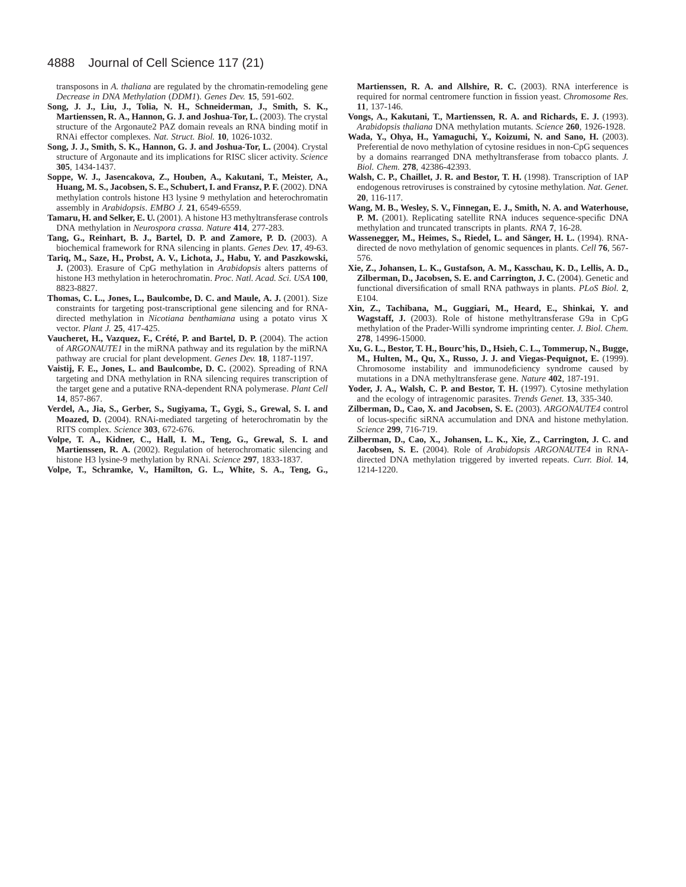transposons in *A. thaliana* are regulated by the chromatin-remodeling gene *Decrease in DNA Methylation* (*DDM1*). *Genes Dev.* **15**, 591-602.

**Song, J. J., Liu, J., Tolia, N. H., Schneiderman, J., Smith, S. K., Martienssen, R. A., Hannon, G. J. and Joshua-Tor, L.** (2003). The crystal structure of the Argonaute2 PAZ domain reveals an RNA binding motif in RNAi effector complexes. *Nat. Struct. Biol.* **10**, 1026-1032.

**Song, J. J., Smith, S. K., Hannon, G. J. and Joshua-Tor, L.** (2004). Crystal structure of Argonaute and its implications for RISC slicer activity. *Science* **305**, 1434-1437.

**Soppe, W. J., Jasencakova, Z., Houben, A., Kakutani, T., Meister, A., Huang, M. S., Jacobsen, S. E., Schubert, I. and Fransz, P. F.** (2002). DNA methylation controls histone H3 lysine 9 methylation and heterochromatin assembly in *Arabidopsis*. *EMBO J.* **21**, 6549-6559.

**Tamaru, H. and Selker, E. U.** (2001). A histone H3 methyltransferase controls DNA methylation in *Neurospora crassa*. *Nature* **414**, 277-283.

**Tang, G., Reinhart, B. J., Bartel, D. P. and Zamore, P. D.** (2003). A biochemical framework for RNA silencing in plants. *Genes Dev.* **17**, 49-63.

**Tariq, M., Saze, H., Probst, A. V., Lichota, J., Habu, Y. and Paszkowski, J.** (2003). Erasure of CpG methylation in *Arabidopsis* alters patterns of histone H3 methylation in heterochromatin. *Proc. Natl. Acad. Sci. USA* **100**, 8823-8827.

**Thomas, C. L., Jones, L., Baulcombe, D. C. and Maule, A. J.** (2001). Size constraints for targeting post-transcriptional gene silencing and for RNA-directed methylation in *Nicotiana benthamiana* using a potato virus X vector. *Plant J.* **25**, 417-425.

**Vaucheret, H., Vazquez, F., Crété, P. and Bartel, D. P.** (2004). The action of *ARGONAUTE1* in the miRNA pathway and its regulation by the miRNA pathway are crucial for plant development. *Genes Dev.* **18**, 1187-1197.

**Vaistij, F. E., Jones, L. and Baulcombe, D. C.** (2002). Spreading of RNA targeting and DNA methylation in RNA silencing requires transcription of the target gene and a putative RNA-dependent RNA polymerase. *Plant Cell* **14**, 857-867.

**Verdel, A., Jia, S., Gerber, S., Sugiyama, T., Gygi, S., Grewal, S. I. and Moazed, D.** (2004). RNAi-mediated targeting of heterochromatin by the RITS complex. *Science* **303**, 672-676.

**Volpe, T. A., Kidner, C., Hall, I. M., Teng, G., Grewal, S. I. and Martienssen, R. A.** (2002). Regulation of heterochromatic silencing and histone H3 lysine-9 methylation by RNAi. *Science* **297**, 1833-1837.

**Volpe, T., Schramke, V., Hamilton, G. L., White, S. A., Teng, G., Martienssen, R. A. and Allshire, R. C.** (2003). RNA interference is required for normal centromere function in fission yeast. *Chromosome Res.* **11**, 137-146.

**Vongs, A., Kakutani, T., Martienssen, R. A. and Richards, E. J.** (1993). *Arabidopsis thaliana* DNA methylation mutants. *Science* **260**, 1926-1928.

**Wada, Y., Ohya, H., Yamaguchi, Y., Koizumi, N. and Sano, H.** (2003). Preferential de novo methylation of cytosine residues in non-CpG sequences by a domains rearranged DNA methyltransferase from tobacco plants. *J. Biol. Chem.* **278**, 42386-42393.

**Walsh, C. P., Chaillet, J. R. and Bestor, T. H.** (1998). Transcription of IAP endogenous retroviruses is constrained by cytosine methylation. *Nat. Genet.* **20**, 116-117.

**Wang, M. B., Wesley, S. V., Finnegan, E. J., Smith, N. A. and Waterhouse, P. M.** (2001). Replicating satellite RNA induces sequence-specific DNA methylation and truncated transcripts in plants. *RNA* **7**, 16-28.

**Wassenegger, M., Heimes, S., Riedel, L. and Sänger, H. L.** (1994). RNA-directed de novo methylation of genomic sequences in plants. *Cell* **76**, 567-576.

**Xie, Z., Johansen, L. K., Gustafson, A. M., Kasschau, K. D., Lellis, A. D., Zilberman, D., Jacobsen, S. E. and Carrington, J. C.** (2004). Genetic and functional diversification of small RNA pathways in plants. *PLoS Biol.* **2**, E104.

**Xin, Z., Tachibana, M., Guggiari, M., Heard, E., Shinkai, Y. and Wagstaff, J.** (2003). Role of histone methyltransferase G9a in CpG methylation of the Prader-Willi syndrome imprinting center. *J. Biol. Chem.* **278**, 14996-15000.

**Xu, G. L., Bestor, T. H., Bourc'his, D., Hsieh, C. L., Tommerup, N., Bugge, M., Hulten, M., Qu, X., Russo, J. J. and Viegas-Pequignot, E.** (1999). Chromosome instability and immunodeficiency syndrome caused by mutations in a DNA methyltransferase gene. *Nature* **402**, 187-191.

**Yoder, J. A., Walsh, C. P. and Bestor, T. H.** (1997). Cytosine methylation and the ecology of intragenomic parasites. *Trends Genet.* **13**, 335-340.

**Zilberman, D., Cao, X. and Jacobsen, S. E.** (2003). *ARGONAUTE4* control of locus-specific siRNA accumulation and DNA and histone methylation. *Science* **299**, 716-719.

**Zilberman, D., Cao, X., Johansen, L. K., Xie, Z., Carrington, J. C. and Jacobsen, S. E.** (2004). Role of *Arabidopsis ARGONAUTE4* in RNA-directed DNA methylation triggered by inverted repeats. *Curr. Biol.* **14**, 1214-1220.